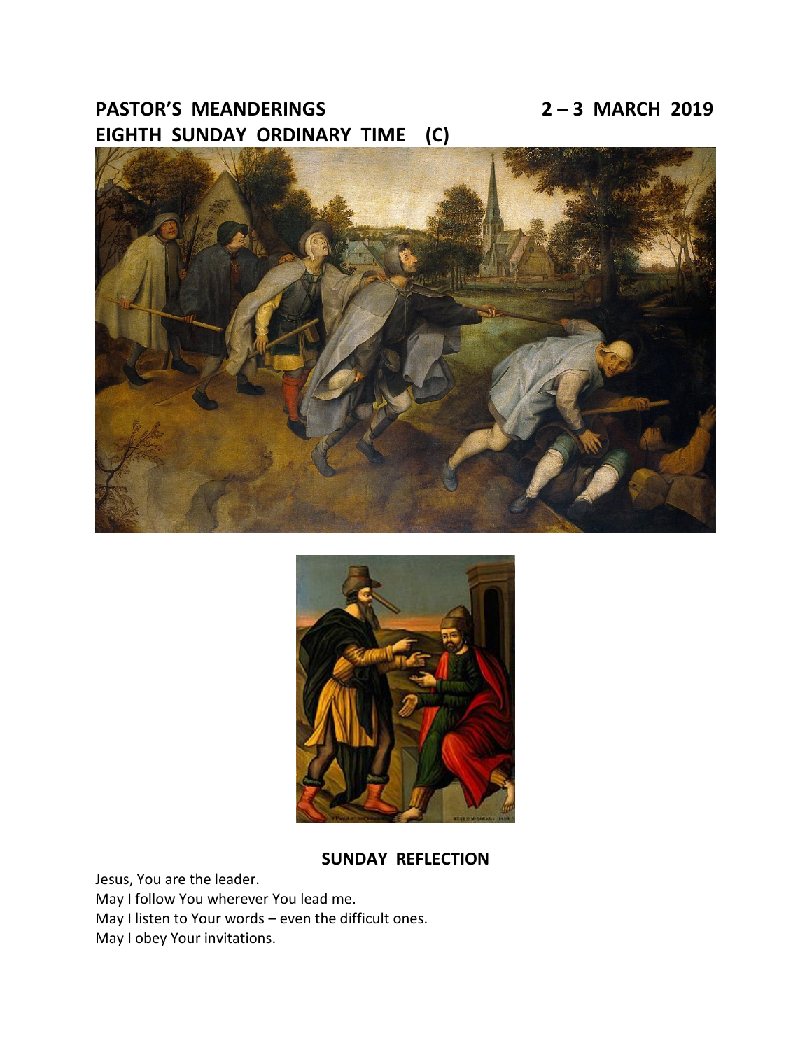**PASTOR'S MEANDERINGS 2 – 3 MARCH 2019**
**EIGHTH SUNDAY ORDINARY TIME (C)**

## SUNDAY REFLECTION

Jesus, You are the leader.
May I follow You wherever You lead me.
May I listen to Your words – even the difficult ones.
May I obey Your invitations.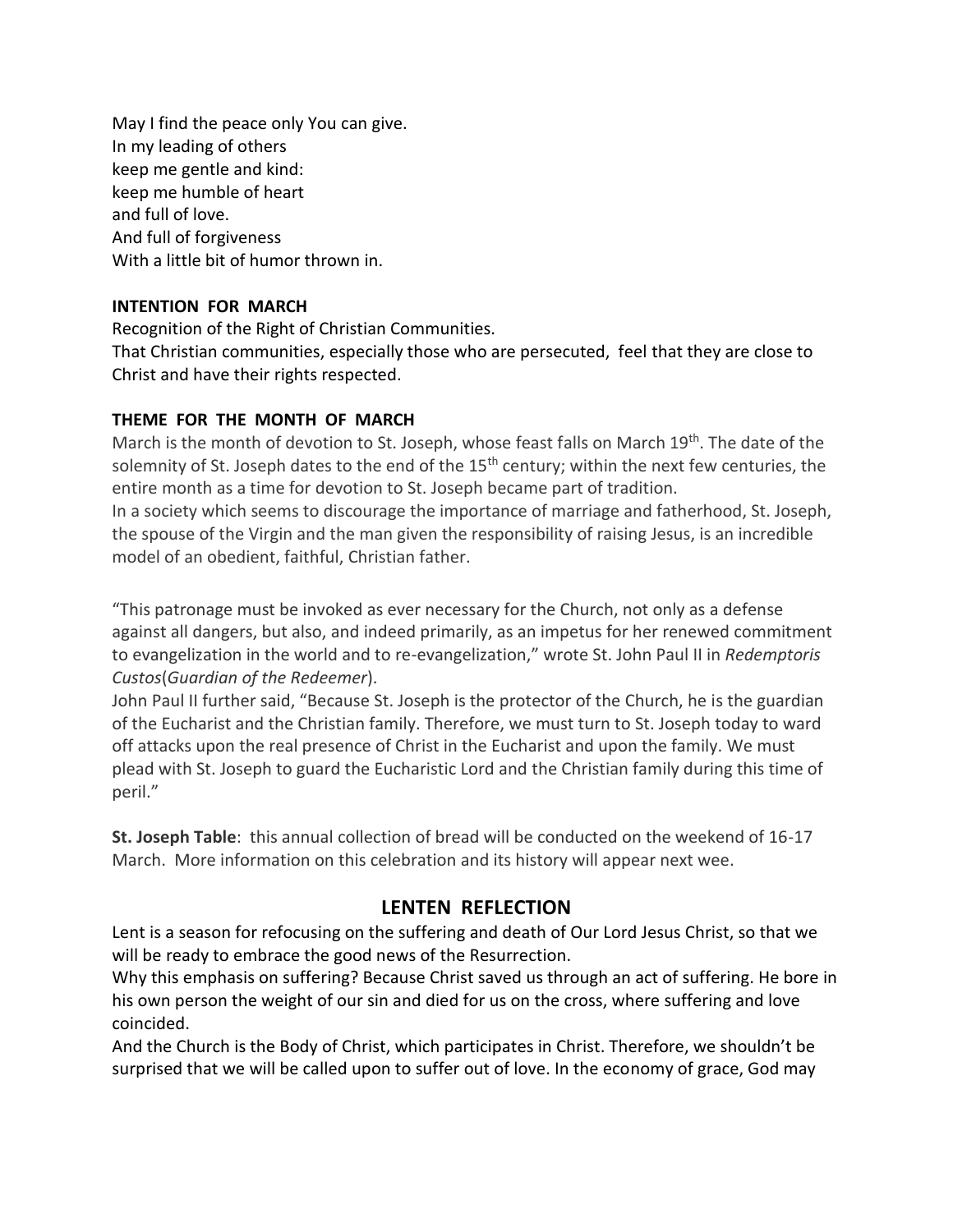May I find the peace only You can give.
In my leading of others
keep me gentle and kind:
keep me humble of heart
and full of love.
And full of forgiveness
With a little bit of humor thrown in.

**INTENTION FOR MARCH**

Recognition of the Right of Christian Communities.
That Christian communities, especially those who are persecuted, feel that they are close to Christ and have their rights respected.

**THEME FOR THE MONTH OF MARCH**

March is the month of devotion to St. Joseph, whose feast falls on March 19th. The date of the solemnity of St. Joseph dates to the end of the 15th century; within the next few centuries, the entire month as a time for devotion to St. Joseph became part of tradition.
In a society which seems to discourage the importance of marriage and fatherhood, St. Joseph, the spouse of the Virgin and the man given the responsibility of raising Jesus, is an incredible model of an obedient, faithful, Christian father.

"This patronage must be invoked as ever necessary for the Church, not only as a defense against all dangers, but also, and indeed primarily, as an impetus for her renewed commitment to evangelization in the world and to re-evangelization," wrote St. John Paul II in *Redemptoris Custos*(*Guardian of the Redeemer*).
John Paul II further said, "Because St. Joseph is the protector of the Church, he is the guardian of the Eucharist and the Christian family. Therefore, we must turn to St. Joseph today to ward off attacks upon the real presence of Christ in the Eucharist and upon the family. We must plead with St. Joseph to guard the Eucharistic Lord and the Christian family during this time of peril."

**St. Joseph Table**: this annual collection of bread will be conducted on the weekend of 16-17 March. More information on this celebration and its history will appear next wee.

## LENTEN REFLECTION

Lent is a season for refocusing on the suffering and death of Our Lord Jesus Christ, so that we will be ready to embrace the good news of the Resurrection.
Why this emphasis on suffering? Because Christ saved us through an act of suffering. He bore in his own person the weight of our sin and died for us on the cross, where suffering and love coincided.
And the Church is the Body of Christ, which participates in Christ. Therefore, we shouldn't be surprised that we will be called upon to suffer out of love. In the economy of grace, God may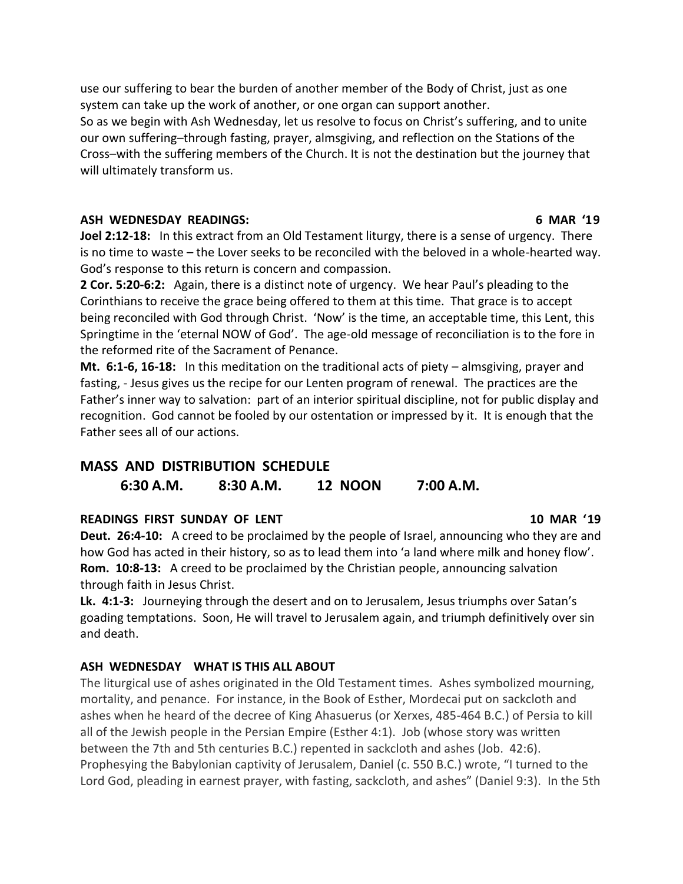use our suffering to bear the burden of another member of the Body of Christ, just as one system can take up the work of another, or one organ can support another.
So as we begin with Ash Wednesday, let us resolve to focus on Christ's suffering, and to unite our own suffering–through fasting, prayer, almsgiving, and reflection on the Stations of the Cross–with the suffering members of the Church. It is not the destination but the journey that will ultimately transform us.

**ASH WEDNESDAY READINGS: 6 MAR '19**

**Joel 2:12-18:** In this extract from an Old Testament liturgy, there is a sense of urgency. There is no time to waste – the Lover seeks to be reconciled with the beloved in a whole-hearted way. God's response to this return is concern and compassion.

**2 Cor. 5:20-6:2:** Again, there is a distinct note of urgency. We hear Paul's pleading to the Corinthians to receive the grace being offered to them at this time. That grace is to accept being reconciled with God through Christ. 'Now' is the time, an acceptable time, this Lent, this Springtime in the 'eternal NOW of God'. The age-old message of reconciliation is to the fore in the reformed rite of the Sacrament of Penance.

**Mt. 6:1-6, 16-18:** In this meditation on the traditional acts of piety – almsgiving, prayer and fasting, - Jesus gives us the recipe for our Lenten program of renewal. The practices are the Father's inner way to salvation: part of an interior spiritual discipline, not for public display and recognition. God cannot be fooled by our ostentation or impressed by it. It is enough that the Father sees all of our actions.

## MASS AND DISTRIBUTION SCHEDULE

**6:30 A.M. 8:30 A.M. 12 NOON 7:00 A.M.**

**READINGS FIRST SUNDAY OF LENT 10 MAR '19**

**Deut. 26:4-10:** A creed to be proclaimed by the people of Israel, announcing who they are and how God has acted in their history, so as to lead them into 'a land where milk and honey flow'.

**Rom. 10:8-13:** A creed to be proclaimed by the Christian people, announcing salvation through faith in Jesus Christ.

**Lk. 4:1-3:** Journeying through the desert and on to Jerusalem, Jesus triumphs over Satan's goading temptations. Soon, He will travel to Jerusalem again, and triumph definitively over sin and death.

**ASH WEDNESDAY WHAT IS THIS ALL ABOUT**

The liturgical use of ashes originated in the Old Testament times. Ashes symbolized mourning, mortality, and penance. For instance, in the Book of Esther, Mordecai put on sackcloth and ashes when he heard of the decree of King Ahasuerus (or Xerxes, 485-464 B.C.) of Persia to kill all of the Jewish people in the Persian Empire (Esther 4:1). Job (whose story was written between the 7th and 5th centuries B.C.) repented in sackcloth and ashes (Job. 42:6). Prophesying the Babylonian captivity of Jerusalem, Daniel (c. 550 B.C.) wrote, "I turned to the Lord God, pleading in earnest prayer, with fasting, sackcloth, and ashes" (Daniel 9:3). In the 5th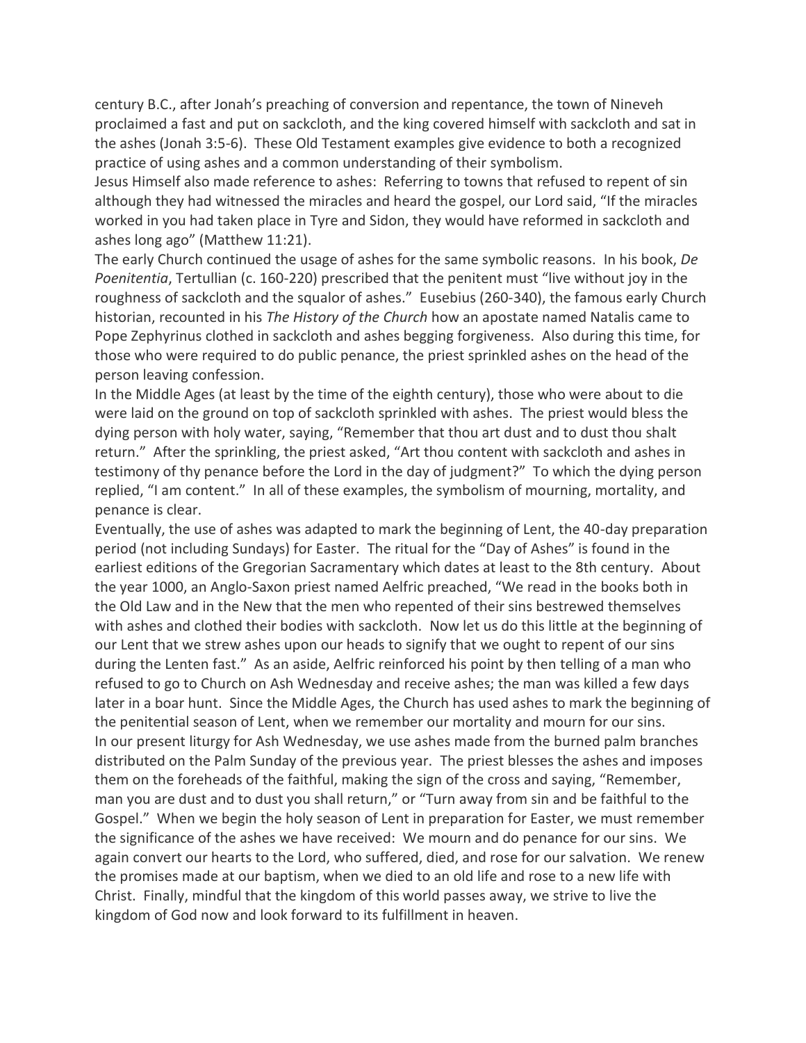century B.C., after Jonah's preaching of conversion and repentance, the town of Nineveh proclaimed a fast and put on sackcloth, and the king covered himself with sackcloth and sat in the ashes (Jonah 3:5-6). These Old Testament examples give evidence to both a recognized practice of using ashes and a common understanding of their symbolism.

Jesus Himself also made reference to ashes: Referring to towns that refused to repent of sin although they had witnessed the miracles and heard the gospel, our Lord said, "If the miracles worked in you had taken place in Tyre and Sidon, they would have reformed in sackcloth and ashes long ago" (Matthew 11:21).

The early Church continued the usage of ashes for the same symbolic reasons. In his book, *De Poenitentia*, Tertullian (c. 160-220) prescribed that the penitent must "live without joy in the roughness of sackcloth and the squalor of ashes." Eusebius (260-340), the famous early Church historian, recounted in his *The History of the Church* how an apostate named Natalis came to Pope Zephyrinus clothed in sackcloth and ashes begging forgiveness. Also during this time, for those who were required to do public penance, the priest sprinkled ashes on the head of the person leaving confession.

In the Middle Ages (at least by the time of the eighth century), those who were about to die were laid on the ground on top of sackcloth sprinkled with ashes. The priest would bless the dying person with holy water, saying, "Remember that thou art dust and to dust thou shalt return." After the sprinkling, the priest asked, "Art thou content with sackcloth and ashes in testimony of thy penance before the Lord in the day of judgment?" To which the dying person replied, "I am content." In all of these examples, the symbolism of mourning, mortality, and penance is clear.

Eventually, the use of ashes was adapted to mark the beginning of Lent, the 40-day preparation period (not including Sundays) for Easter. The ritual for the "Day of Ashes" is found in the earliest editions of the Gregorian Sacramentary which dates at least to the 8th century. About the year 1000, an Anglo-Saxon priest named Aelfric preached, "We read in the books both in the Old Law and in the New that the men who repented of their sins bestrewed themselves with ashes and clothed their bodies with sackcloth. Now let us do this little at the beginning of our Lent that we strew ashes upon our heads to signify that we ought to repent of our sins during the Lenten fast." As an aside, Aelfric reinforced his point by then telling of a man who refused to go to Church on Ash Wednesday and receive ashes; the man was killed a few days later in a boar hunt. Since the Middle Ages, the Church has used ashes to mark the beginning of the penitential season of Lent, when we remember our mortality and mourn for our sins.

In our present liturgy for Ash Wednesday, we use ashes made from the burned palm branches distributed on the Palm Sunday of the previous year. The priest blesses the ashes and imposes them on the foreheads of the faithful, making the sign of the cross and saying, "Remember, man you are dust and to dust you shall return," or "Turn away from sin and be faithful to the Gospel." When we begin the holy season of Lent in preparation for Easter, we must remember the significance of the ashes we have received: We mourn and do penance for our sins. We again convert our hearts to the Lord, who suffered, died, and rose for our salvation. We renew the promises made at our baptism, when we died to an old life and rose to a new life with Christ. Finally, mindful that the kingdom of this world passes away, we strive to live the kingdom of God now and look forward to its fulfillment in heaven.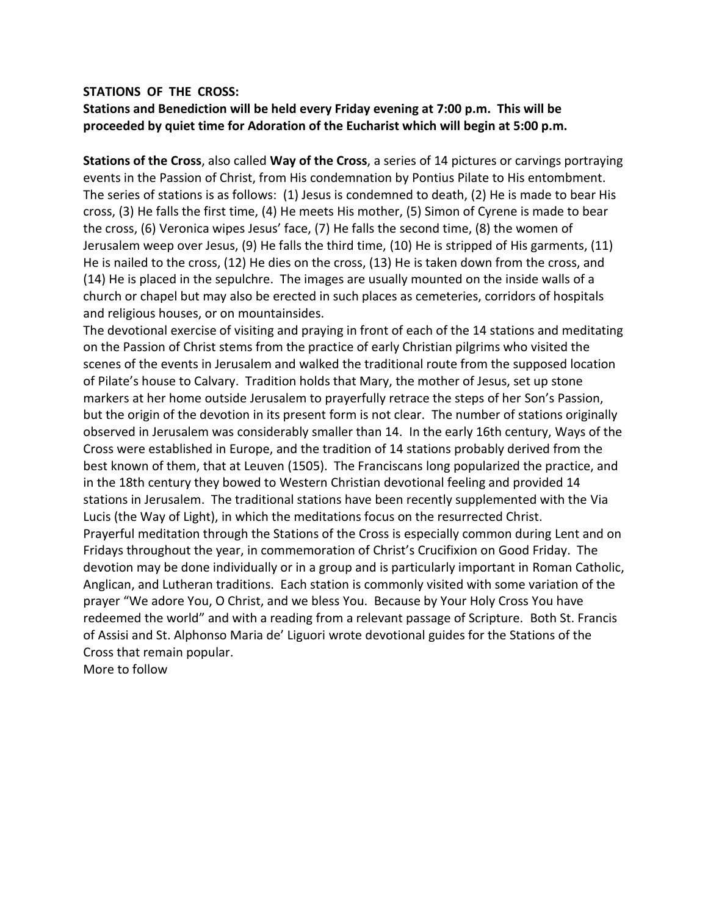**STATIONS OF THE CROSS:**

**Stations and Benediction will be held every Friday evening at 7:00 p.m. This will be proceeded by quiet time for Adoration of the Eucharist which will begin at 5:00 p.m.**

**Stations of the Cross**, also called **Way of the Cross**, a series of 14 pictures or carvings portraying events in the Passion of Christ, from His condemnation by Pontius Pilate to His entombment. The series of stations is as follows: (1) Jesus is condemned to death, (2) He is made to bear His cross, (3) He falls the first time, (4) He meets His mother, (5) Simon of Cyrene is made to bear the cross, (6) Veronica wipes Jesus' face, (7) He falls the second time, (8) the women of Jerusalem weep over Jesus, (9) He falls the third time, (10) He is stripped of His garments, (11) He is nailed to the cross, (12) He dies on the cross, (13) He is taken down from the cross, and (14) He is placed in the sepulchre. The images are usually mounted on the inside walls of a church or chapel but may also be erected in such places as cemeteries, corridors of hospitals and religious houses, or on mountainsides.

The devotional exercise of visiting and praying in front of each of the 14 stations and meditating on the Passion of Christ stems from the practice of early Christian pilgrims who visited the scenes of the events in Jerusalem and walked the traditional route from the supposed location of Pilate's house to Calvary. Tradition holds that Mary, the mother of Jesus, set up stone markers at her home outside Jerusalem to prayerfully retrace the steps of her Son's Passion, but the origin of the devotion in its present form is not clear. The number of stations originally observed in Jerusalem was considerably smaller than 14. In the early 16th century, Ways of the Cross were established in Europe, and the tradition of 14 stations probably derived from the best known of them, that at Leuven (1505). The Franciscans long popularized the practice, and in the 18th century they bowed to Western Christian devotional feeling and provided 14 stations in Jerusalem. The traditional stations have been recently supplemented with the Via Lucis (the Way of Light), in which the meditations focus on the resurrected Christ.

Prayerful meditation through the Stations of the Cross is especially common during Lent and on Fridays throughout the year, in commemoration of Christ's Crucifixion on Good Friday. The devotion may be done individually or in a group and is particularly important in Roman Catholic, Anglican, and Lutheran traditions. Each station is commonly visited with some variation of the prayer "We adore You, O Christ, and we bless You. Because by Your Holy Cross You have redeemed the world" and with a reading from a relevant passage of Scripture. Both St. Francis of Assisi and St. Alphonso Maria de' Liguori wrote devotional guides for the Stations of the Cross that remain popular.

More to follow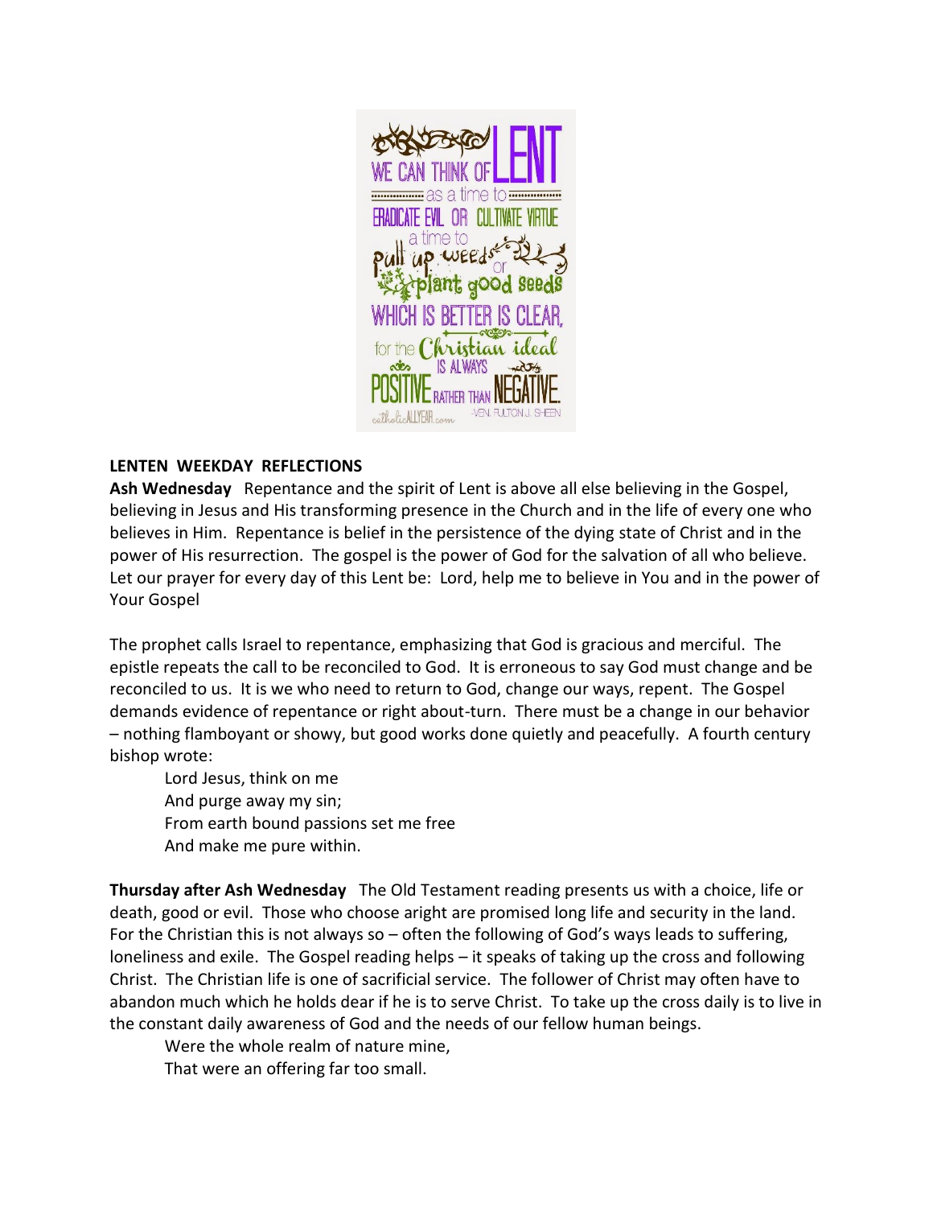WE CAN THINK OF LENT as a time to ERADICATE EVIL OR CULTIVATE VIRTUE a time to pull up weeds or plant good seeds WHICH IS BETTER IS CLEAR, for the Christian ideal IS ALWAYS POSITIVE RATHER THAN NEGATIVE. -VEN. FULTON J. SHEEN

catholicALLYEAR.com

**LENTEN WEEKDAY REFLECTIONS**

**Ash Wednesday** Repentance and the spirit of Lent is above all else believing in the Gospel, believing in Jesus and His transforming presence in the Church and in the life of every one who believes in Him. Repentance is belief in the persistence of the dying state of Christ and in the power of His resurrection. The gospel is the power of God for the salvation of all who believe. Let our prayer for every day of this Lent be: Lord, help me to believe in You and in the power of Your Gospel

The prophet calls Israel to repentance, emphasizing that God is gracious and merciful. The epistle repeats the call to be reconciled to God. It is erroneous to say God must change and be reconciled to us. It is we who need to return to God, change our ways, repent. The Gospel demands evidence of repentance or right about-turn. There must be a change in our behavior – nothing flamboyant or showy, but good works done quietly and peacefully. A fourth century bishop wrote:

> Lord Jesus, think on me
> And purge away my sin;
> From earth bound passions set me free
> And make me pure within.

**Thursday after Ash Wednesday** The Old Testament reading presents us with a choice, life or death, good or evil. Those who choose aright are promised long life and security in the land. For the Christian this is not always so – often the following of God's ways leads to suffering, loneliness and exile. The Gospel reading helps – it speaks of taking up the cross and following Christ. The Christian life is one of sacrificial service. The follower of Christ may often have to abandon much which he holds dear if he is to serve Christ. To take up the cross daily is to live in the constant daily awareness of God and the needs of our fellow human beings.

> Were the whole realm of nature mine,
> That were an offering far too small.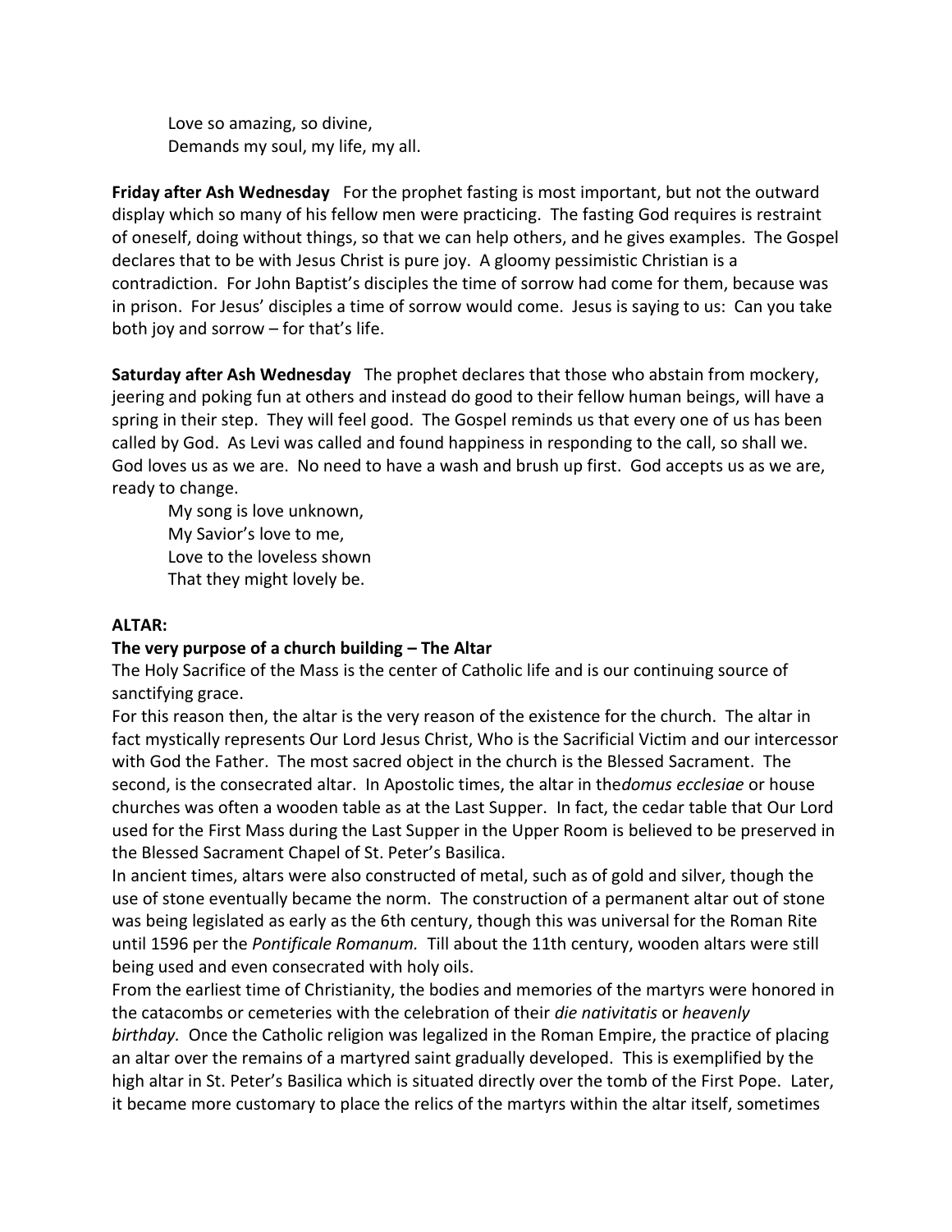Love so amazing, so divine,  
Demands my soul, my life, my all.

**Friday after Ash Wednesday** For the prophet fasting is most important, but not the outward display which so many of his fellow men were practicing. The fasting God requires is restraint of oneself, doing without things, so that we can help others, and he gives examples. The Gospel declares that to be with Jesus Christ is pure joy. A gloomy pessimistic Christian is a contradiction. For John Baptist's disciples the time of sorrow had come for them, because was in prison. For Jesus' disciples a time of sorrow would come. Jesus is saying to us: Can you take both joy and sorrow – for that's life.

**Saturday after Ash Wednesday** The prophet declares that those who abstain from mockery, jeering and poking fun at others and instead do good to their fellow human beings, will have a spring in their step. They will feel good. The Gospel reminds us that every one of us has been called by God. As Levi was called and found happiness in responding to the call, so shall we. God loves us as we are. No need to have a wash and brush up first. God accepts us as we are, ready to change.

My song is love unknown,  
My Savior's love to me,  
Love to the loveless shown  
That they might lovely be.

**ALTAR:**

**The very purpose of a church building – The Altar**

The Holy Sacrifice of the Mass is the center of Catholic life and is our continuing source of sanctifying grace.

For this reason then, the altar is the very reason of the existence for the church. The altar in fact mystically represents Our Lord Jesus Christ, Who is the Sacrificial Victim and our intercessor with God the Father. The most sacred object in the church is the Blessed Sacrament. The second, is the consecrated altar. In Apostolic times, the altar in the*domus ecclesiae* or house churches was often a wooden table as at the Last Supper. In fact, the cedar table that Our Lord used for the First Mass during the Last Supper in the Upper Room is believed to be preserved in the Blessed Sacrament Chapel of St. Peter's Basilica.

In ancient times, altars were also constructed of metal, such as of gold and silver, though the use of stone eventually became the norm. The construction of a permanent altar out of stone was being legislated as early as the 6th century, though this was universal for the Roman Rite until 1596 per the *Pontificale Romanum.* Till about the 11th century, wooden altars were still being used and even consecrated with holy oils.

From the earliest time of Christianity, the bodies and memories of the martyrs were honored in the catacombs or cemeteries with the celebration of their *die nativitatis* or *heavenly birthday.* Once the Catholic religion was legalized in the Roman Empire, the practice of placing an altar over the remains of a martyred saint gradually developed. This is exemplified by the high altar in St. Peter's Basilica which is situated directly over the tomb of the First Pope. Later, it became more customary to place the relics of the martyrs within the altar itself, sometimes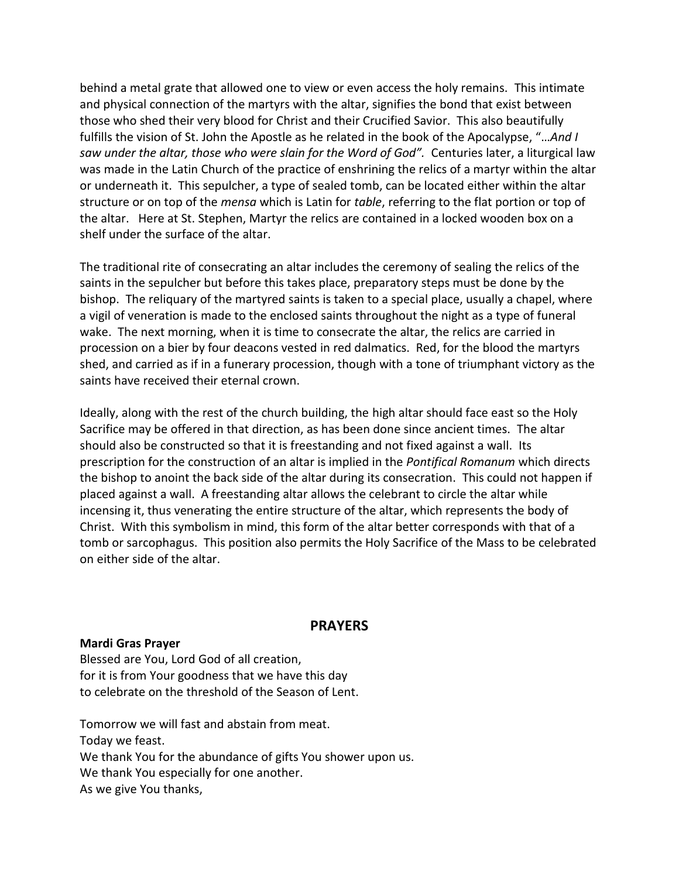behind a metal grate that allowed one to view or even access the holy remains. This intimate and physical connection of the martyrs with the altar, signifies the bond that exist between those who shed their very blood for Christ and their Crucified Savior. This also beautifully fulfills the vision of St. John the Apostle as he related in the book of the Apocalypse, "…*And I saw under the altar, those who were slain for the Word of God".* Centuries later, a liturgical law was made in the Latin Church of the practice of enshrining the relics of a martyr within the altar or underneath it. This sepulcher, a type of sealed tomb, can be located either within the altar structure or on top of the *mensa* which is Latin for *table*, referring to the flat portion or top of the altar. Here at St. Stephen, Martyr the relics are contained in a locked wooden box on a shelf under the surface of the altar.

The traditional rite of consecrating an altar includes the ceremony of sealing the relics of the saints in the sepulcher but before this takes place, preparatory steps must be done by the bishop. The reliquary of the martyred saints is taken to a special place, usually a chapel, where a vigil of veneration is made to the enclosed saints throughout the night as a type of funeral wake. The next morning, when it is time to consecrate the altar, the relics are carried in procession on a bier by four deacons vested in red dalmatics. Red, for the blood the martyrs shed, and carried as if in a funerary procession, though with a tone of triumphant victory as the saints have received their eternal crown.

Ideally, along with the rest of the church building, the high altar should face east so the Holy Sacrifice may be offered in that direction, as has been done since ancient times. The altar should also be constructed so that it is freestanding and not fixed against a wall. Its prescription for the construction of an altar is implied in the *Pontifical Romanum* which directs the bishop to anoint the back side of the altar during its consecration. This could not happen if placed against a wall. A freestanding altar allows the celebrant to circle the altar while incensing it, thus venerating the entire structure of the altar, which represents the body of Christ. With this symbolism in mind, this form of the altar better corresponds with that of a tomb or sarcophagus. This position also permits the Holy Sacrifice of the Mass to be celebrated on either side of the altar.

## PRAYERS

**Mardi Gras Prayer**

Blessed are You, Lord God of all creation,
for it is from Your goodness that we have this day
to celebrate on the threshold of the Season of Lent.

Tomorrow we will fast and abstain from meat.
Today we feast.
We thank You for the abundance of gifts You shower upon us.
We thank You especially for one another.
As we give You thanks,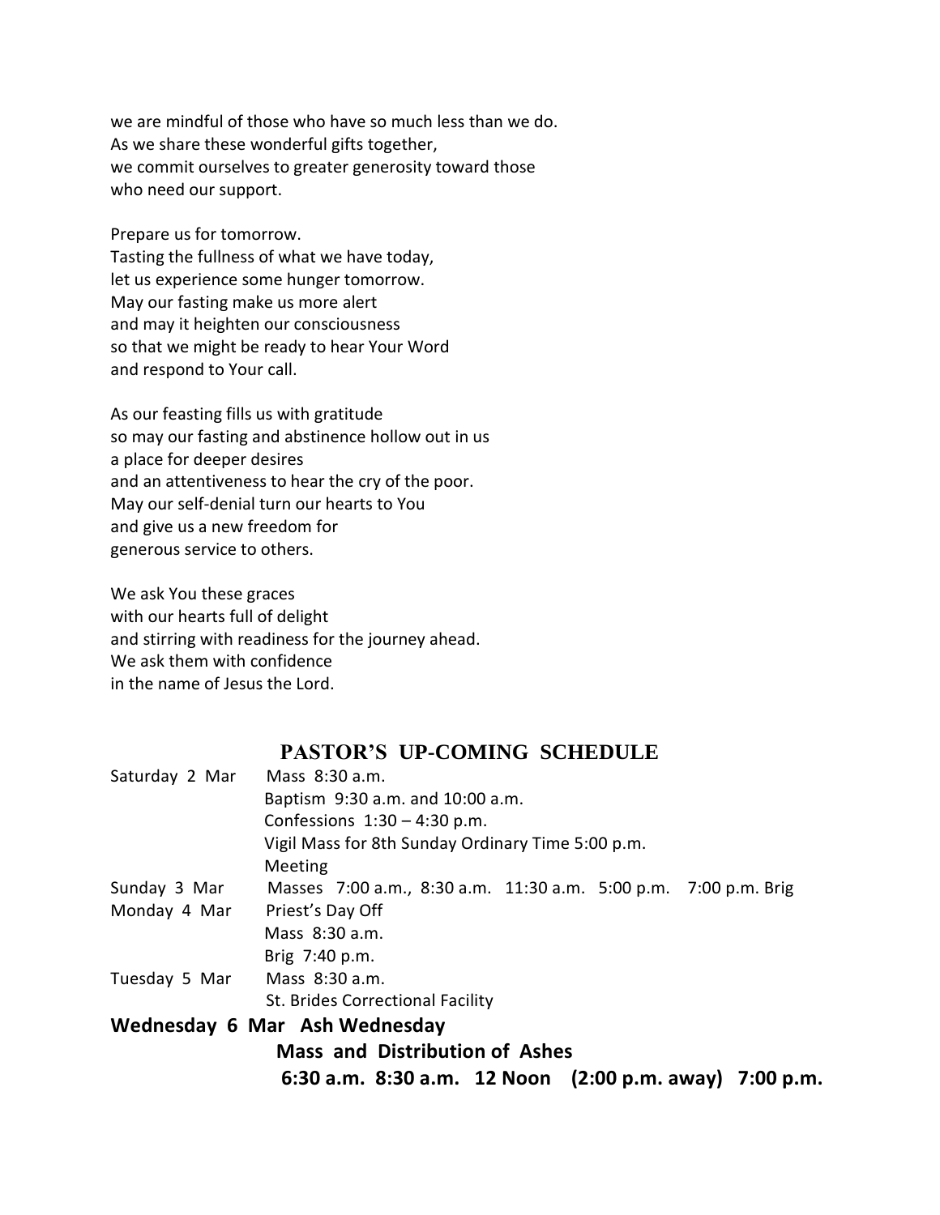we are mindful of those who have so much less than we do.
As we share these wonderful gifts together,
we commit ourselves to greater generosity toward those
who need our support.

Prepare us for tomorrow.
Tasting the fullness of what we have today,
let us experience some hunger tomorrow.
May our fasting make us more alert
and may it heighten our consciousness
so that we might be ready to hear Your Word
and respond to Your call.

As our feasting fills us with gratitude
so may our fasting and abstinence hollow out in us
a place for deeper desires
and an attentiveness to hear the cry of the poor.
May our self-denial turn our hearts to You
and give us a new freedom for
generous service to others.

We ask You these graces
with our hearts full of delight
and stirring with readiness for the journey ahead.
We ask them with confidence
in the name of Jesus the Lord.

## PASTOR'S UP-COMING SCHEDULE

| | |
|---|---|
| Saturday 2 Mar | Mass 8:30 a.m. |
| | Baptism 9:30 a.m. and 10:00 a.m. |
| | Confessions 1:30 – 4:30 p.m. |
| | Vigil Mass for 8th Sunday Ordinary Time 5:00 p.m. |
| | Meeting |
| Sunday 3 Mar | Masses 7:00 a.m., 8:30 a.m. 11:30 a.m. 5:00 p.m. 7:00 p.m. Brig |
| Monday 4 Mar | Priest's Day Off |
| | Mass 8:30 a.m. |
| | Brig 7:40 p.m. |
| Tuesday 5 Mar | Mass 8:30 a.m. |
| | St. Brides Correctional Facility |
| **Wednesday 6 Mar** | **Ash Wednesday** |
| | **Mass and Distribution of Ashes** |
| | **6:30 a.m. 8:30 a.m. 12 Noon (2:00 p.m. away) 7:00 p.m.** |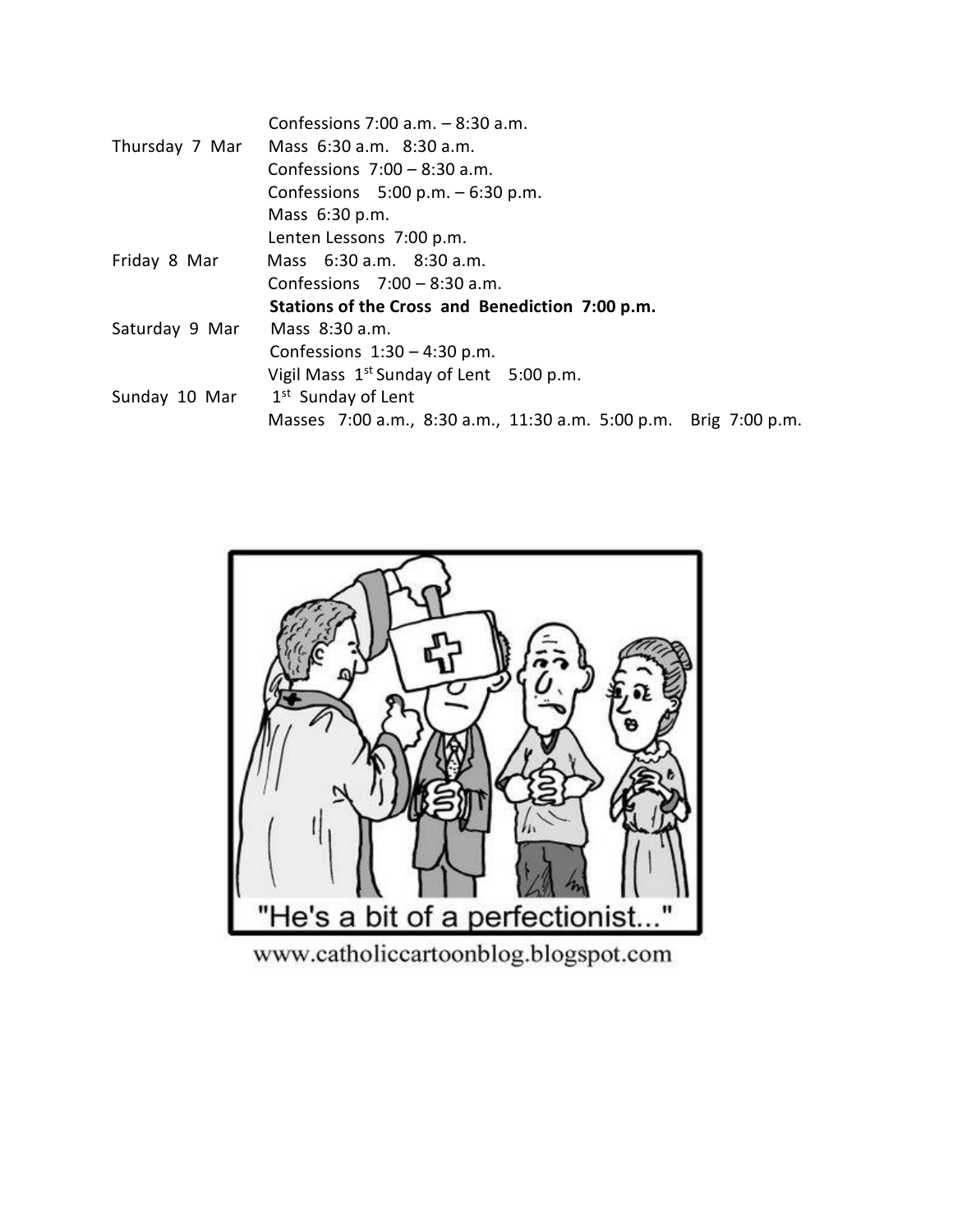| | |
|---|---|
| | Confessions 7:00 a.m. – 8:30 a.m. |
| Thursday 7 Mar | Mass 6:30 a.m. 8:30 a.m. |
| | Confessions 7:00 – 8:30 a.m. |
| | Confessions 5:00 p.m. – 6:30 p.m. |
| | Mass 6:30 p.m. |
| | Lenten Lessons 7:00 p.m. |
| Friday 8 Mar | Mass 6:30 a.m. 8:30 a.m. |
| | Confessions 7:00 – 8:30 a.m. |
| | **Stations of the Cross and Benediction 7:00 p.m.** |
| Saturday 9 Mar | Mass 8:30 a.m. |
| | Confessions 1:30 – 4:30 p.m. |
| | Vigil Mass 1st Sunday of Lent 5:00 p.m. |
| Sunday 10 Mar | 1st Sunday of Lent |
| | Masses 7:00 a.m., 8:30 a.m., 11:30 a.m. 5:00 p.m. Brig 7:00 p.m. |

"He's a bit of a perfectionist..."

www.catholiccartoonblog.blogspot.com